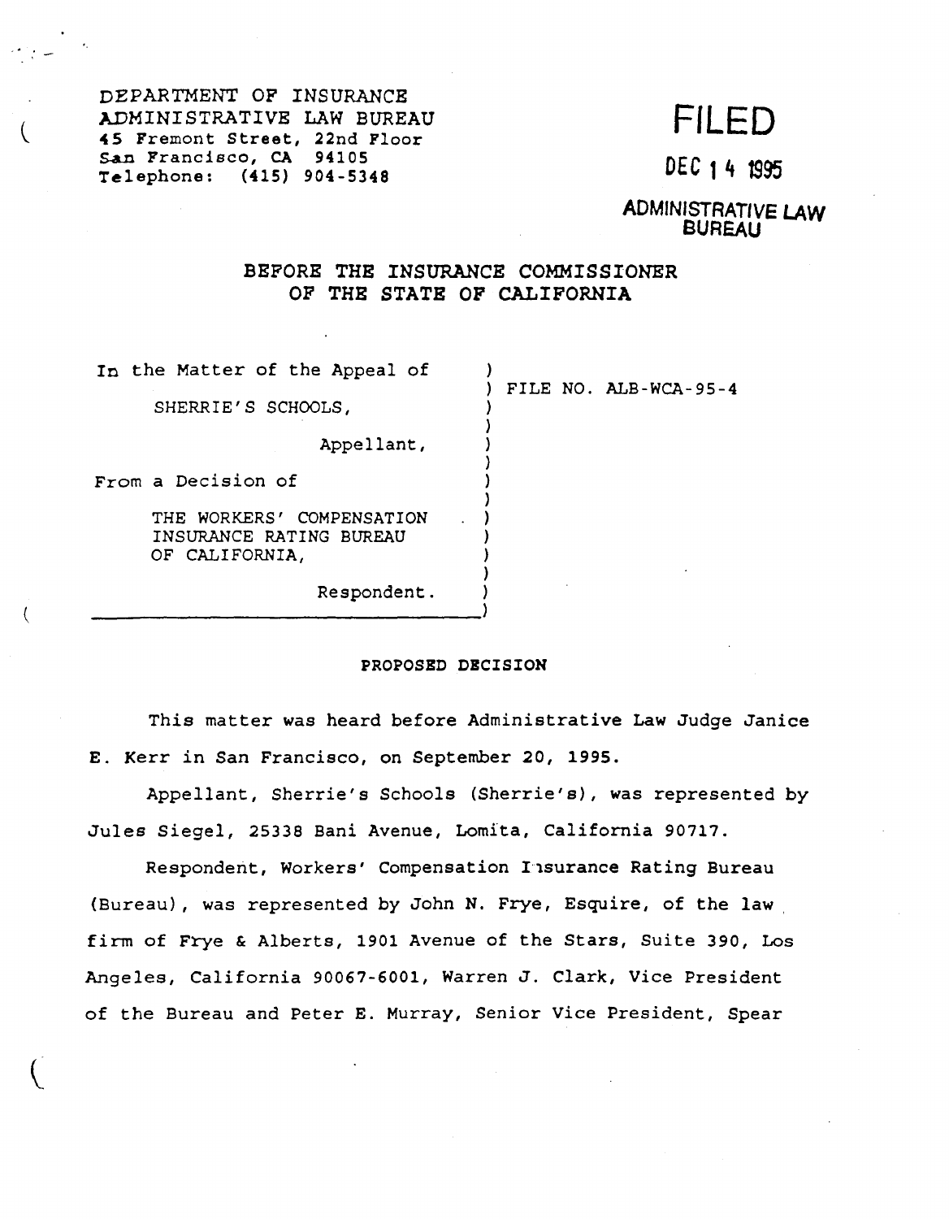DEPARTMENT OF INSURANCE
ADMINISTRATIVE LAW BUREAU
45 Fremont Street, 22nd Floor
San Francisco, CA 94105
Telephone: (415) 904-5348

**FILED**

**DEC 14 1995**

**ADMINISTRATIVE LAW BUREAU**

## BEFORE THE INSURANCE COMMISSIONER OF THE STATE OF CALIFORNIA

In the Matter of the Appeal of

SHERRIE'S SCHOOLS,

Appellant,

From a Decision of

THE WORKERS' COMPENSATION INSURANCE RATING BUREAU OF CALIFORNIA,

Respondent.

FILE NO. ALB-WCA-95-4

### PROPOSED DECISION

This matter was heard before Administrative Law Judge Janice E. Kerr in San Francisco, on September 20, 1995.

Appellant, Sherrie's Schools (Sherrie's), was represented by Jules Siegel, 25338 Bani Avenue, Lomita, California 90717.

Respondent, Workers' Compensation Insurance Rating Bureau (Bureau), was represented by John N. Frye, Esquire, of the law firm of Frye & Alberts, 1901 Avenue of the Stars, Suite 390, Los Angeles, California 90067-6001, Warren J. Clark, Vice President of the Bureau and Peter E. Murray, Senior Vice President, Spear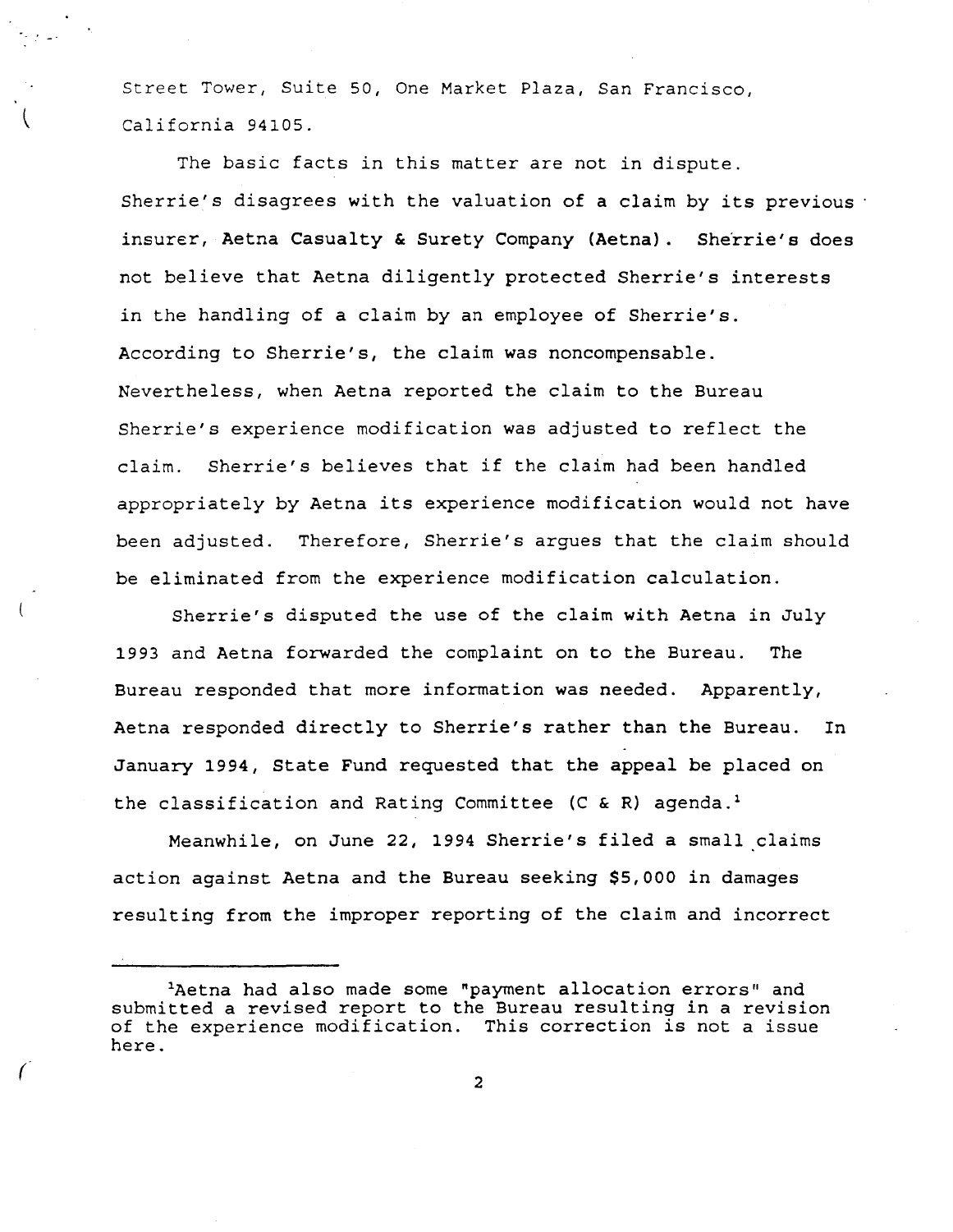Street Tower, Suite 50, One Market Plaza, San Francisco, California 94105.

The basic facts in this matter are not in dispute. Sherrie's disagrees with the valuation of a claim by its previous insurer, Aetna Casualty & Surety Company (Aetna). Sherrie's does not believe that Aetna diligently protected Sherrie's interests in the handling of a claim by an employee of Sherrie's. According to Sherrie's, the claim was noncompensable. Nevertheless, when Aetna reported the claim to the Bureau Sherrie's experience modification was adjusted to reflect the claim. Sherrie's believes that if the claim had been handled appropriately by Aetna its experience modification would not have been adjusted. Therefore, Sherrie's argues that the claim should be eliminated from the experience modification calculation.

Sherrie's disputed the use of the claim with Aetna in July 1993 and Aetna forwarded the complaint on to the Bureau. The Bureau responded that more information was needed. Apparently, Aetna responded directly to Sherrie's rather than the Bureau. In January 1994, State Fund requested that the appeal be placed on the classification and Rating Committee (C & R) agenda.[1]

Meanwhile, on June 22, 1994 Sherrie's filed a small claims action against Aetna and the Bureau seeking $5,000 in damages resulting from the improper reporting of the claim and incorrect

---

[1]Aetna had also made some "payment allocation errors" and submitted a revised report to the Bureau resulting in a revision of the experience modification. This correction is not a issue here.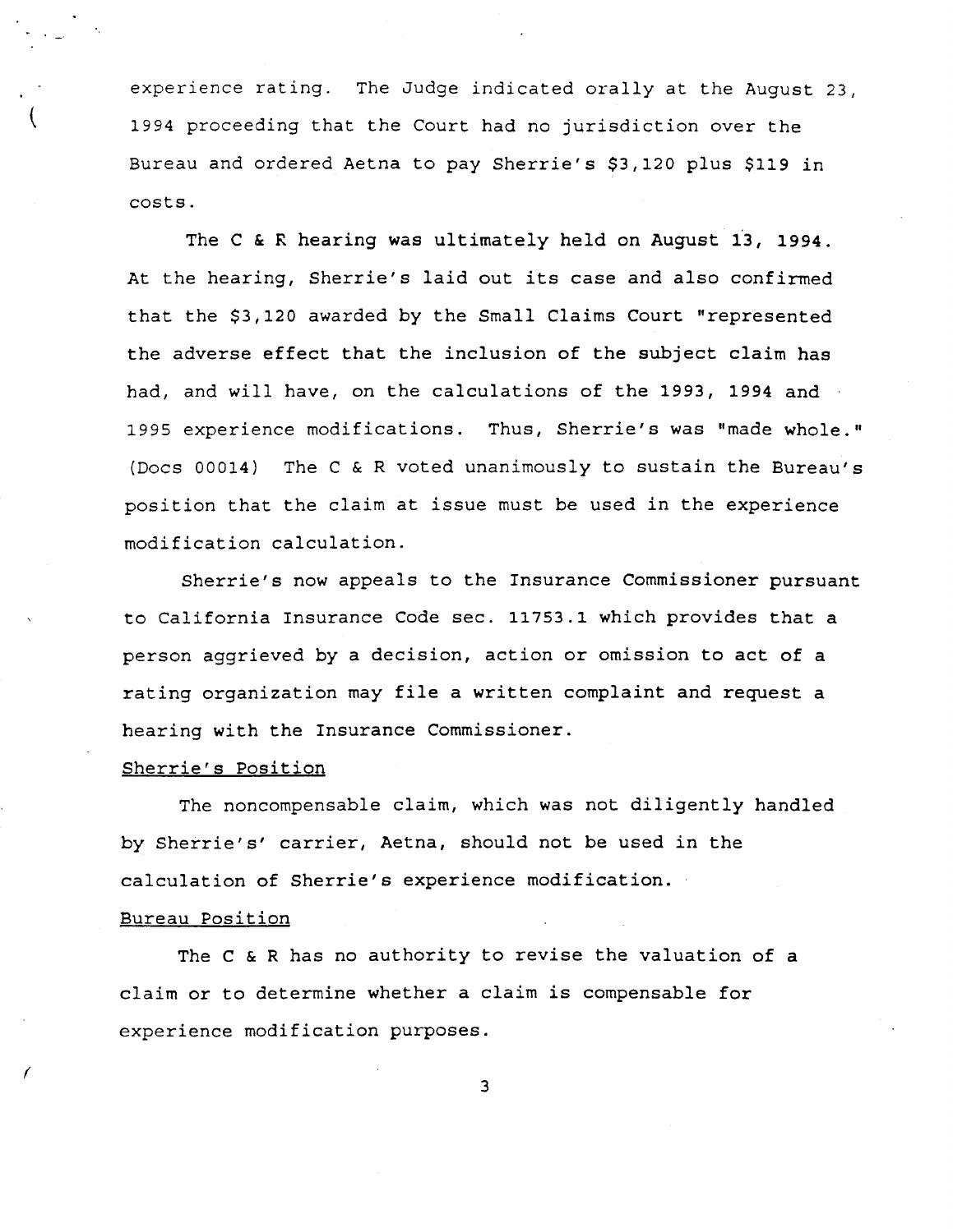experience rating. The Judge indicated orally at the August 23, 1994 proceeding that the Court had no jurisdiction over the Bureau and ordered Aetna to pay Sherrie's $3,120 plus $119 in costs.

The C & R hearing was ultimately held on August 13, 1994. At the hearing, Sherrie's laid out its case and also confirmed that the $3,120 awarded by the Small Claims Court "represented the adverse effect that the inclusion of the subject claim has had, and will have, on the calculations of the 1993, 1994 and 1995 experience modifications. Thus, Sherrie's was "made whole." (Docs 00014) The C & R voted unanimously to sustain the Bureau's position that the claim at issue must be used in the experience modification calculation.

Sherrie's now appeals to the Insurance Commissioner pursuant to California Insurance Code sec. 11753.1 which provides that a person aggrieved by a decision, action or omission to act of a rating organization may file a written complaint and request a hearing with the Insurance Commissioner.

Sherrie's Position

The noncompensable claim, which was not diligently handled by Sherrie's' carrier, Aetna, should not be used in the calculation of Sherrie's experience modification.

Bureau Position

The C & R has no authority to revise the valuation of a claim or to determine whether a claim is compensable for experience modification purposes.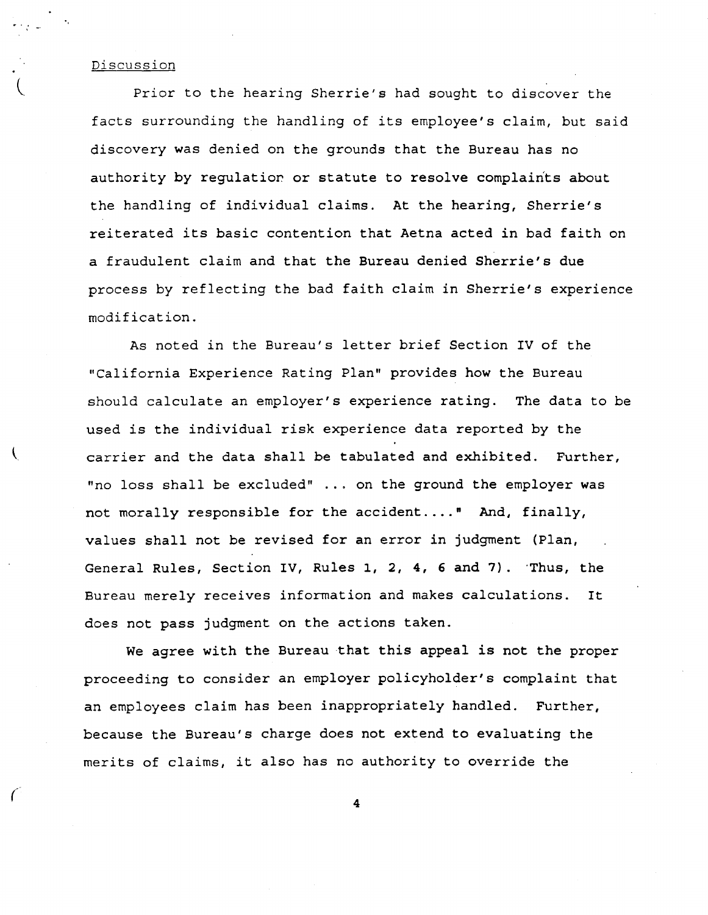Discussion

Prior to the hearing Sherrie's had sought to discover the facts surrounding the handling of its employee's claim, but said discovery was denied on the grounds that the Bureau has no authority by regulation or statute to resolve complaints about the handling of individual claims. At the hearing, Sherrie's reiterated its basic contention that Aetna acted in bad faith on a fraudulent claim and that the Bureau denied Sherrie's due process by reflecting the bad faith claim in Sherrie's experience modification.

As noted in the Bureau's letter brief Section IV of the "California Experience Rating Plan" provides how the Bureau should calculate an employer's experience rating. The data to be used is the individual risk experience data reported by the carrier and the data shall be tabulated and exhibited. Further, "no loss shall be excluded" ... on the ground the employer was not morally responsible for the accident...." And, finally, values shall not be revised for an error in judgment (Plan, General Rules, Section IV, Rules 1, 2, 4, 6 and 7). Thus, the Bureau merely receives information and makes calculations. It does not pass judgment on the actions taken.

We agree with the Bureau that this appeal is not the proper proceeding to consider an employer policyholder's complaint that an employees claim has been inappropriately handled. Further, because the Bureau's charge does not extend to evaluating the merits of claims, it also has no authority to override the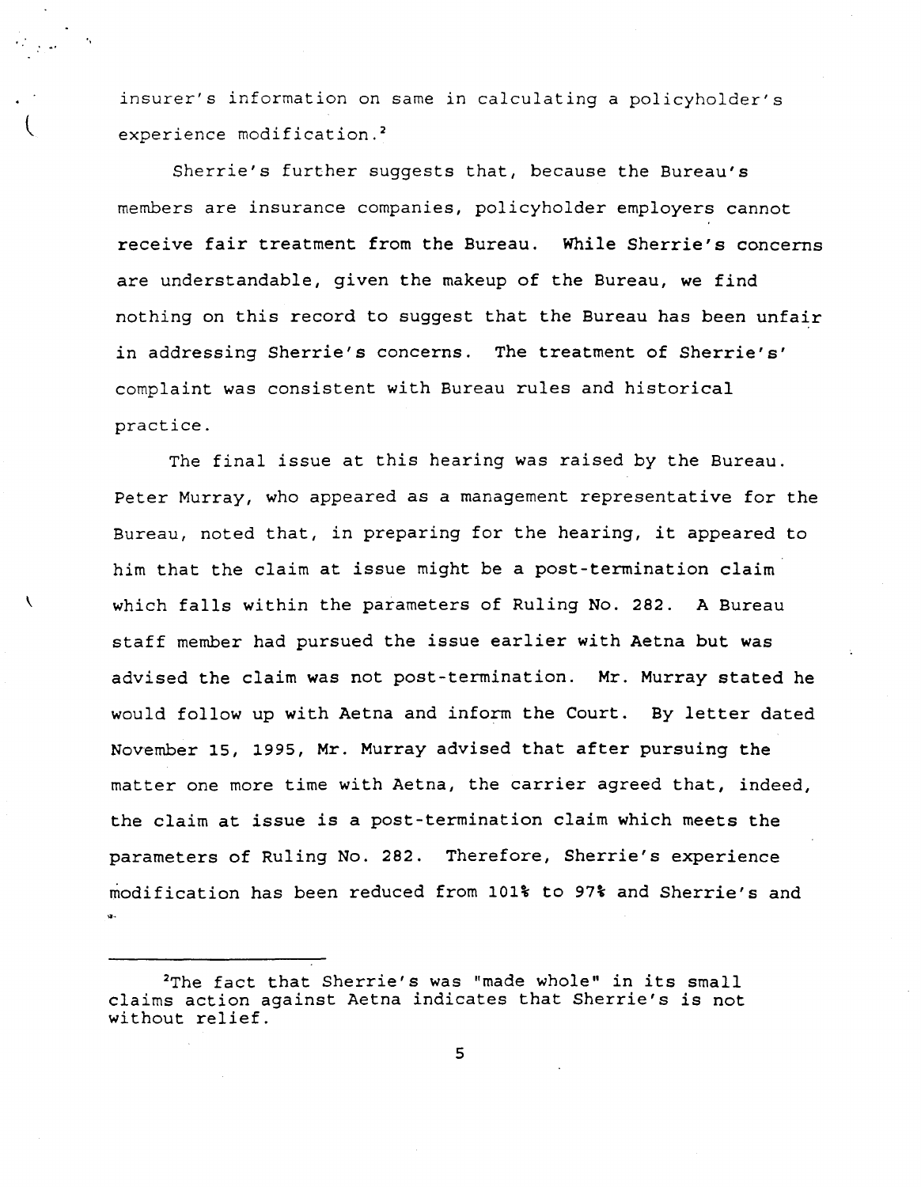insurer's information on same in calculating a policyholder's experience modification.[2]

Sherrie's further suggests that, because the Bureau's members are insurance companies, policyholder employers cannot receive fair treatment from the Bureau. While Sherrie's concerns are understandable, given the makeup of the Bureau, we find nothing on this record to suggest that the Bureau has been unfair in addressing Sherrie's concerns. The treatment of Sherrie's' complaint was consistent with Bureau rules and historical practice.

The final issue at this hearing was raised by the Bureau. Peter Murray, who appeared as a management representative for the Bureau, noted that, in preparing for the hearing, it appeared to him that the claim at issue might be a post-termination claim which falls within the parameters of Ruling No. 282. A Bureau staff member had pursued the issue earlier with Aetna but was advised the claim was not post-termination. Mr. Murray stated he would follow up with Aetna and inform the Court. By letter dated November 15, 1995, Mr. Murray advised that after pursuing the matter one more time with Aetna, the carrier agreed that, indeed, the claim at issue is a post-termination claim which meets the parameters of Ruling No. 282. Therefore, Sherrie's experience modification has been reduced from 101% to 97% and Sherrie's and

---

[2]The fact that Sherrie's was "made whole" in its small claims action against Aetna indicates that Sherrie's is not without relief.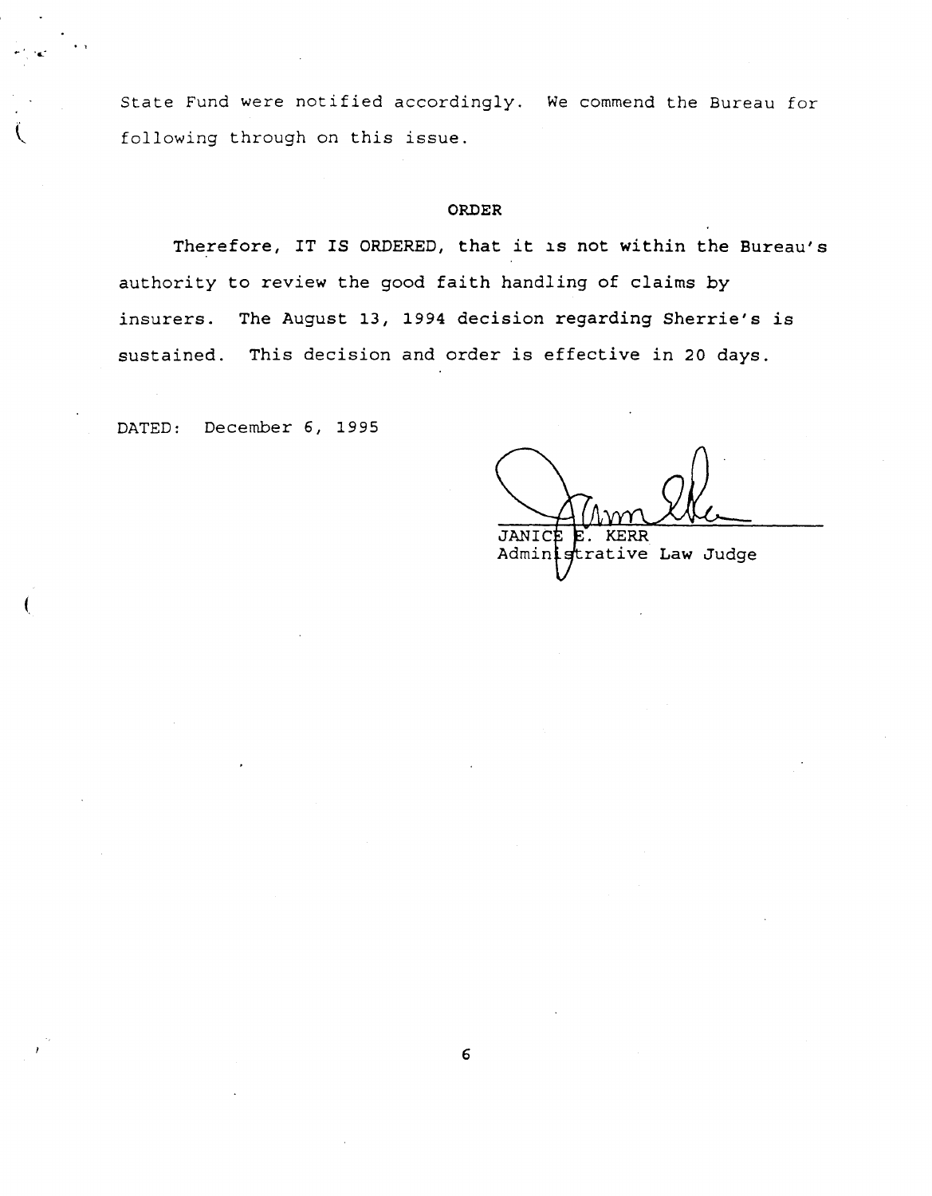State Fund were notified accordingly. We commend the Bureau for following through on this issue.

## ORDER

Therefore, IT IS ORDERED, that it is not within the Bureau's authority to review the good faith handling of claims by insurers. The August 13, 1994 decision regarding Sherrie's is sustained. This decision and order is effective in 20 days.

DATED: December 6, 1995

JANICE E. KERR
Administrative Law Judge